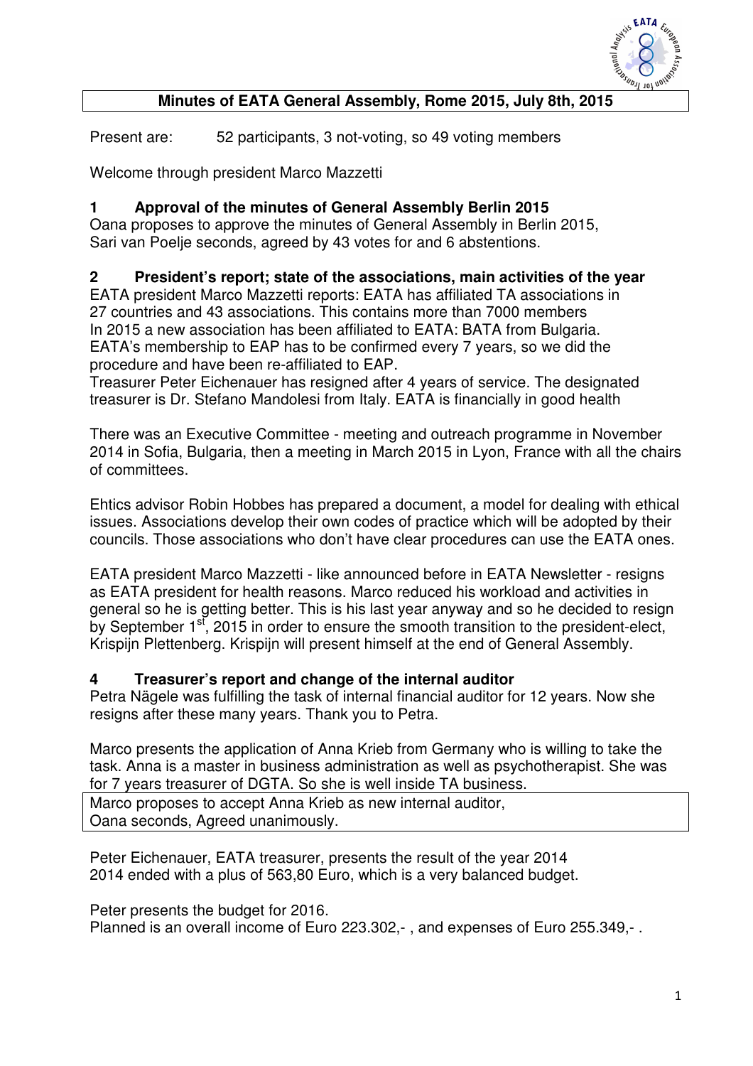# Minutes of EATA General Assembly, Rome 2015, July 8th, 2015

Present are: 52 participants, 3 not-voting, so 49 voting members

Welcome through president Marco Mazzetti

## 1 Approval of the minutes of General Assembly Berlin 2015

Oana proposes to approve the minutes of General Assembly in Berlin 2015,
Sari van Poelje seconds, agreed by 43 votes for and 6 abstentions.

## 2 President's report; state of the associations, main activities of the year

EATA president Marco Mazzetti reports: EATA has affiliated TA associations in 27 countries and 43 associations. This contains more than 7000 members
In 2015 a new association has been affiliated to EATA: BATA from Bulgaria.
EATA's membership to EAP has to be confirmed every 7 years, so we did the procedure and have been re-affiliated to EAP.
Treasurer Peter Eichenauer has resigned after 4 years of service. The designated treasurer is Dr. Stefano Mandolesi from Italy. EATA is financially in good health

There was an Executive Committee - meeting and outreach programme in November 2014 in Sofia, Bulgaria, then a meeting in March 2015 in Lyon, France with all the chairs of committees.

Ehtics advisor Robin Hobbes has prepared a document, a model for dealing with ethical issues. Associations develop their own codes of practice which will be adopted by their councils. Those associations who don't have clear procedures can use the EATA ones.

EATA president Marco Mazzetti - like announced before in EATA Newsletter - resigns as EATA president for health reasons. Marco reduced his workload and activities in general so he is getting better. This is his last year anyway and so he decided to resign by September 1st, 2015 in order to ensure the smooth transition to the president-elect, Krispijn Plettenberg. Krispijn will present himself at the end of General Assembly.

## 4 Treasurer's report and change of the internal auditor

Petra Nägele was fulfilling the task of internal financial auditor for 12 years. Now she resigns after these many years. Thank you to Petra.

Marco presents the application of Anna Krieb from Germany who is willing to take the task. Anna is a master in business administration as well as psychotherapist. She was for 7 years treasurer of DGTA. So she is well inside TA business.

Marco proposes to accept Anna Krieb as new internal auditor,
Oana seconds, Agreed unanimously.

Peter Eichenauer, EATA treasurer, presents the result of the year 2014
2014 ended with a plus of 563,80 Euro, which is a very balanced budget.

Peter presents the budget for 2016.
Planned is an overall income of Euro 223.302,- , and expenses of Euro 255.349,- .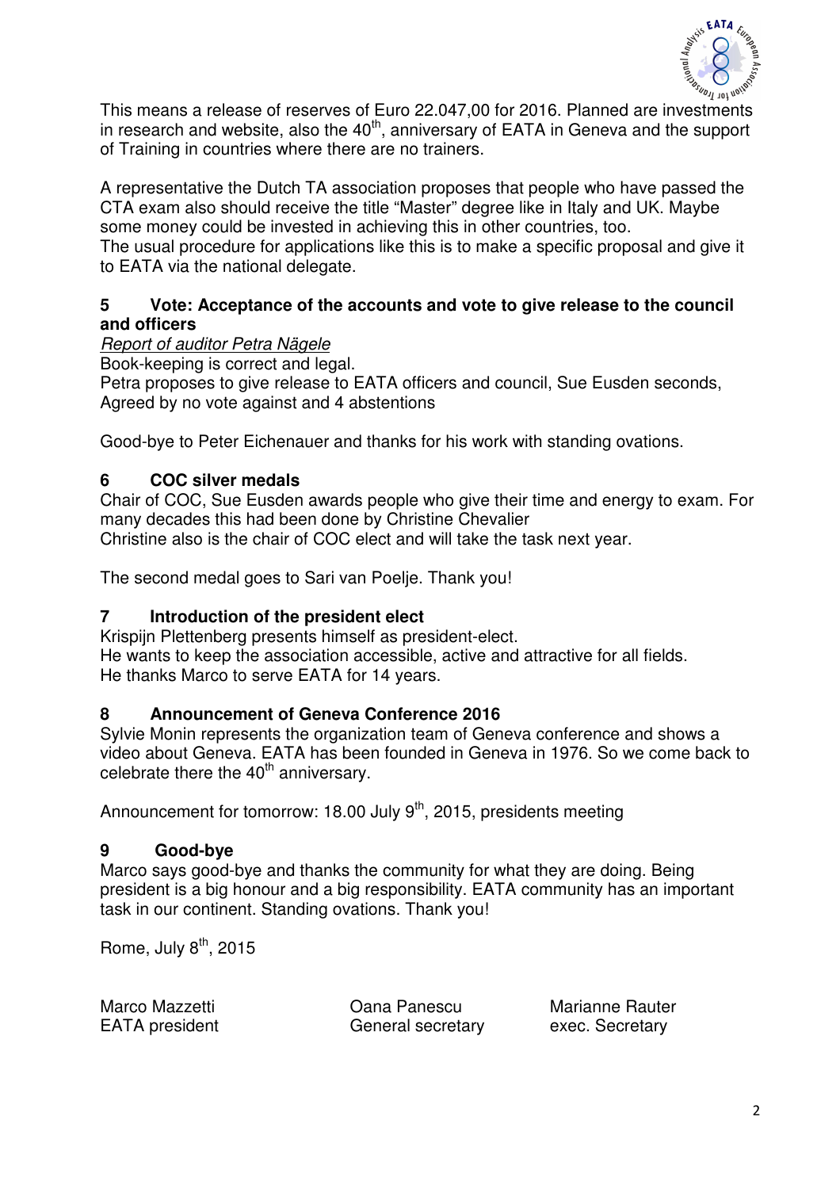This means a release of reserves of Euro 22.047,00 for 2016. Planned are investments in research and website, also the 40th, anniversary of EATA in Geneva and the support of Training in countries where there are no trainers.

A representative the Dutch TA association proposes that people who have passed the CTA exam also should receive the title "Master" degree like in Italy and UK. Maybe some money could be invested in achieving this in other countries, too.
The usual procedure for applications like this is to make a specific proposal and give it to EATA via the national delegate.

### 5 Vote: Acceptance of the accounts and vote to give release to the council and officers

*Report of auditor Petra Nägele*
Book-keeping is correct and legal.
Petra proposes to give release to EATA officers and council, Sue Eusden seconds, Agreed by no vote against and 4 abstentions

Good-bye to Peter Eichenauer and thanks for his work with standing ovations.

### 6 COC silver medals

Chair of COC, Sue Eusden awards people who give their time and energy to exam. For many decades this had been done by Christine Chevalier
Christine also is the chair of COC elect and will take the task next year.

The second medal goes to Sari van Poelje. Thank you!

### 7 Introduction of the president elect

Krispijn Plettenberg presents himself as president-elect.
He wants to keep the association accessible, active and attractive for all fields.
He thanks Marco to serve EATA for 14 years.

### 8 Announcement of Geneva Conference 2016

Sylvie Monin represents the organization team of Geneva conference and shows a video about Geneva. EATA has been founded in Geneva in 1976. So we come back to celebrate there the 40th anniversary.

Announcement for tomorrow: 18.00 July 9th, 2015, presidents meeting

### 9 Good-bye

Marco says good-bye and thanks the community for what they are doing. Being president is a big honour and a big responsibility. EATA community has an important task in our continent. Standing ovations. Thank you!

Rome, July 8th, 2015

| | | |
|---|---|---|
| Marco Mazzetti | Oana Panescu | Marianne Rauter |
| EATA president | General secretary | exec. Secretary |